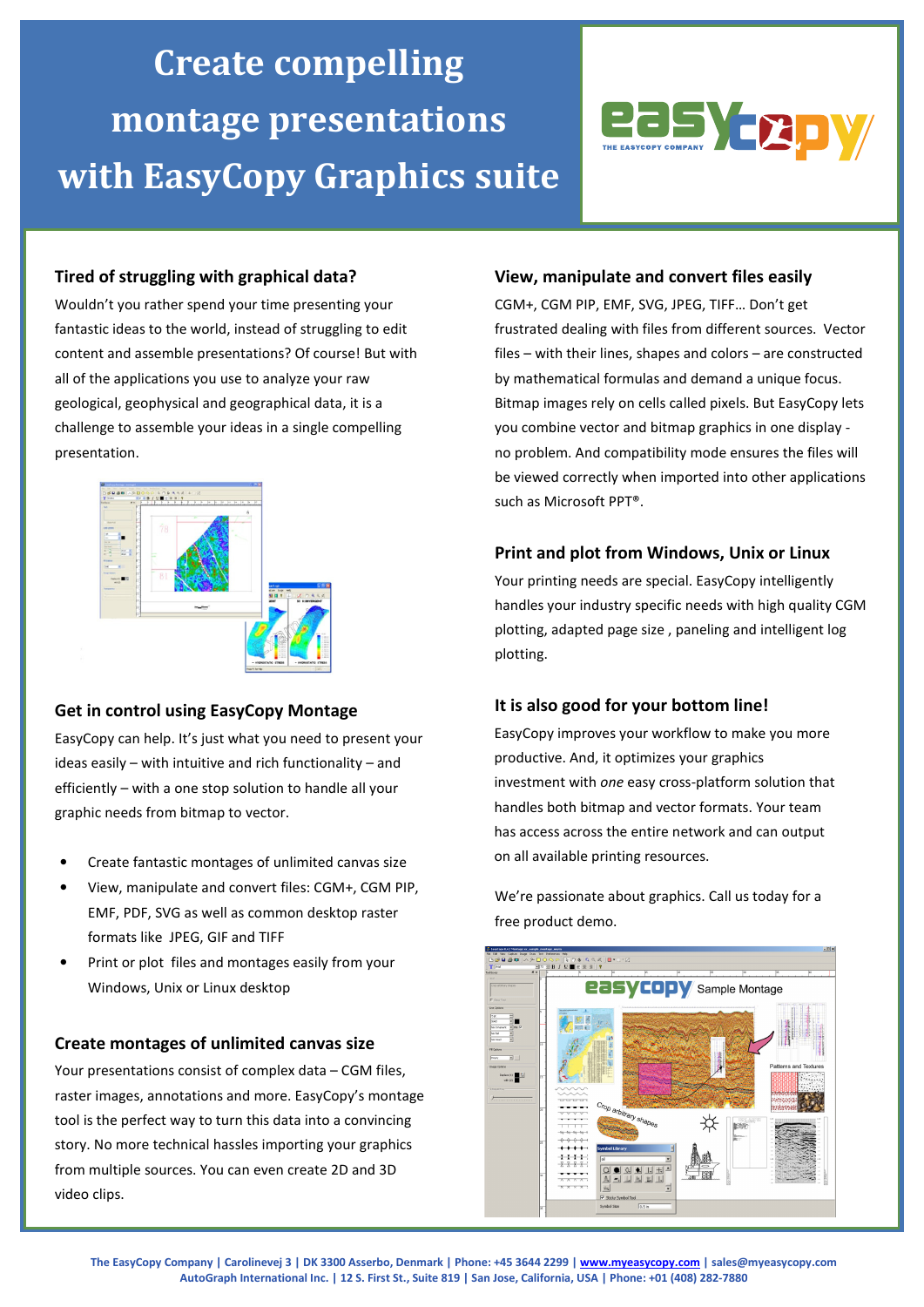# Create compelling montage presentations with EasyCopy Graphics suite

## Tired of struggling with graphical data?

Wouldn't you rather spend your time presenting your fantastic ideas to the world, instead of struggling to edit content and assemble presentations? Of course! But with all of the applications you use to analyze your raw geological, geophysical and geographical data, it is a challenge to assemble your ideas in a single compelling presentation.

## Get in control using EasyCopy Montage

EasyCopy can help. It's just what you need to present your ideas easily – with intuitive and rich functionality – and efficiently – with a one stop solution to handle all your graphic needs from bitmap to vector.

- Create fantastic montages of unlimited canvas size
- View, manipulate and convert files: CGM+, CGM PIP, EMF, PDF, SVG as well as common desktop raster formats like JPEG, GIF and TIFF
- Print or plot files and montages easily from your Windows, Unix or Linux desktop

## Create montages of unlimited canvas size

Your presentations consist of complex data – CGM files, raster images, annotations and more. EasyCopy's montage tool is the perfect way to turn this data into a convincing story. No more technical hassles importing your graphics from multiple sources. You can even create 2D and 3D video clips.

## View, manipulate and convert files easily

CGM+, CGM PIP, EMF, SVG, JPEG, TIFF… Don't get frustrated dealing with files from different sources. Vector files – with their lines, shapes and colors – are constructed by mathematical formulas and demand a unique focus. Bitmap images rely on cells called pixels. But EasyCopy lets you combine vector and bitmap graphics in one display - no problem. And compatibility mode ensures the files will be viewed correctly when imported into other applications such as Microsoft PPT®.

## Print and plot from Windows, Unix or Linux

Your printing needs are special. EasyCopy intelligently handles your industry specific needs with high quality CGM plotting, adapted page size , paneling and intelligent log plotting.

## It is also good for your bottom line!

EasyCopy improves your workflow to make you more productive. And, it optimizes your graphics investment with *one* easy cross-platform solution that handles both bitmap and vector formats. Your team has access across the entire network and can output on all available printing resources.

We're passionate about graphics. Call us today for a free product demo.

**The EasyCopy Company | Carolinevej 3 | DK 3300 Asserbo, Denmark | Phone: +45 3644 2299 | www.myeasycopy.com | sales@myeasycopy.com**
**AutoGraph International Inc. | 12 S. First St., Suite 819 | San Jose, California, USA | Phone: +01 (408) 282-7880**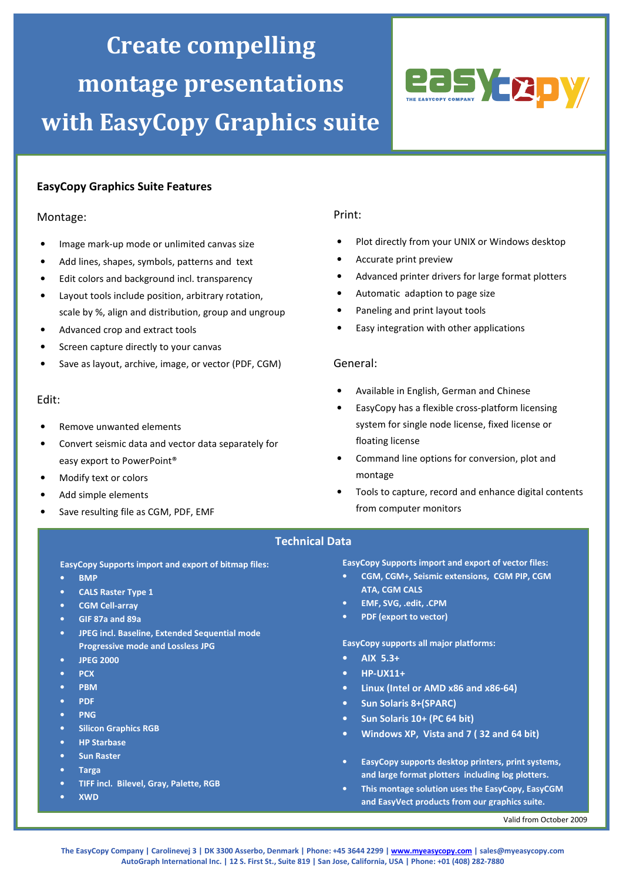# Create compelling montage presentations with EasyCopy Graphics suite

## EasyCopy Graphics Suite Features

### Montage:

- Image mark-up mode or unlimited canvas size
- Add lines, shapes, symbols, patterns and text
- Edit colors and background incl. transparency
- Layout tools include position, arbitrary rotation, scale by %, align and distribution, group and ungroup
- Advanced crop and extract tools
- Screen capture directly to your canvas
- Save as layout, archive, image, or vector (PDF, CGM)

### Edit:

- Remove unwanted elements
- Convert seismic data and vector data separately for easy export to PowerPoint®
- Modify text or colors
- Add simple elements
- Save resulting file as CGM, PDF, EMF

### Print:

- Plot directly from your UNIX or Windows desktop
- Accurate print preview
- Advanced printer drivers for large format plotters
- Automatic adaption to page size
- Paneling and print layout tools
- Easy integration with other applications

### General:

- Available in English, German and Chinese
- EasyCopy has a flexible cross-platform licensing system for single node license, fixed license or floating license
- Command line options for conversion, plot and montage
- Tools to capture, record and enhance digital contents from computer monitors

## Technical Data

**EasyCopy Supports import and export of bitmap files:**

- BMP
- CALS Raster Type 1
- CGM Cell-array
- GIF 87a and 89a
- JPEG incl. Baseline, Extended Sequential mode Progressive mode and Lossless JPG
- JPEG 2000
- PCX
- PBM
- PDF
- PNG
- Silicon Graphics RGB
- HP Starbase
- Sun Raster
- Targa
- TIFF incl. Bilevel, Gray, Palette, RGB
- XWD

**EasyCopy Supports import and export of vector files:**

- CGM, CGM+, Seismic extensions, CGM PIP, CGM ATA, CGM CALS
- EMF, SVG, .edit, .CPM
- PDF (export to vector)

**EasyCopy supports all major platforms:**

- AIX 5.3+
- HP-UX11+
- Linux (Intel or AMD x86 and x86-64)
- Sun Solaris 8+(SPARC)
- Sun Solaris 10+ (PC 64 bit)
- Windows XP, Vista and 7 ( 32 and 64 bit)

- EasyCopy supports desktop printers, print systems, and large format plotters including log plotters.
- This montage solution uses the EasyCopy, EasyCGM and EasyVect products from our graphics suite.

Valid from October 2009

The EasyCopy Company | Carolinevej 3 | DK 3300 Asserbo, Denmark | Phone: +45 3644 2299 | www.myeasycopy.com | sales@myeasycopy.com
AutoGraph International Inc. | 12 S. First St., Suite 819 | San Jose, California, USA | Phone: +01 (408) 282-7880